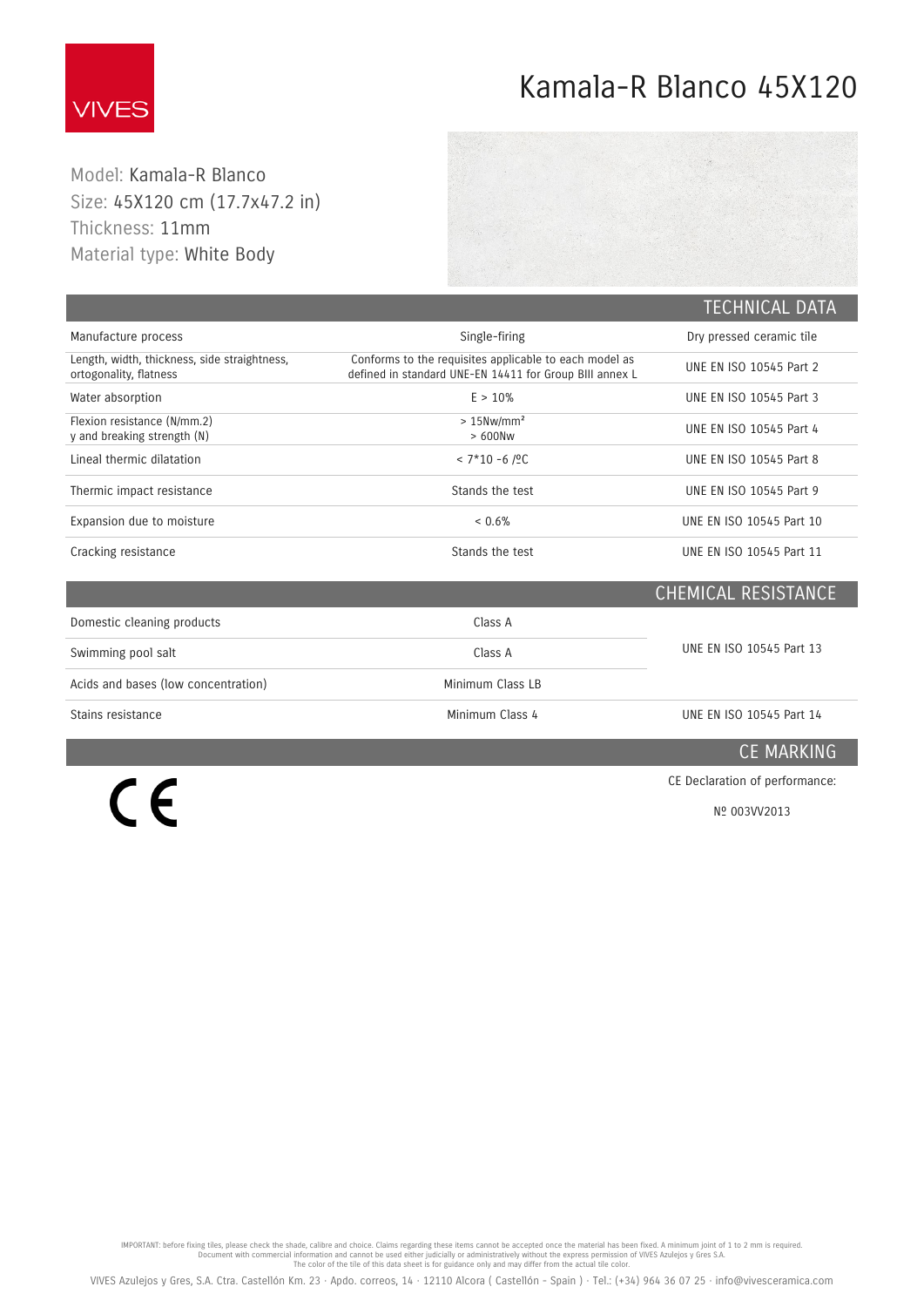VIVES

# Kamala-R Blanco 45X120

Model: Kamala-R Blanco
Size: 45X120 cm (17.7x47.2 in)
Thickness: 11mm
Material type: White Body

## TECHNICAL DATA

| | | |
|---|---|---|
| Manufacture process | Single-firing | Dry pressed ceramic tile |
| Length, width, thickness, side straightness, ortogonality, flatness | Conforms to the requisites applicable to each model as defined in standard UNE-EN 14411 for Group BIII annex L | UNE EN ISO 10545 Part 2 |
| Water absorption | E > 10% | UNE EN ISO 10545 Part 3 |
| Flexion resistance (N/mm.2) y and breaking strength (N) | > 15Nw/mm² > 600Nw | UNE EN ISO 10545 Part 4 |
| Lineal thermic dilatation | < 7*10 -6 /ºC | UNE EN ISO 10545 Part 8 |
| Thermic impact resistance | Stands the test | UNE EN ISO 10545 Part 9 |
| Expansion due to moisture | < 0.6% | UNE EN ISO 10545 Part 10 |
| Cracking resistance | Stands the test | UNE EN ISO 10545 Part 11 |

## CHEMICAL RESISTANCE

| | | |
|---|---|---|
| Domestic cleaning products | Class A | UNE EN ISO 10545 Part 13 |
| Swimming pool salt | Class A | |
| Acids and bases (low concentration) | Minimum Class LB | |
| Stains resistance | Minimum Class 4 | UNE EN ISO 10545 Part 14 |

## CE MARKING

CE

CE Declaration of performance:

Nº 003VV2013

IMPORTANT: before fixing tiles, please check the shade, calibre and choice. Claims regarding these items cannot be accepted once the material has been fixed. A minimum joint of 1 to 2 mm is required.
Document with commercial information and cannot be used either judicially or administratively without the express permission of VIVES Azulejos y Gres S.A.
The color of the tile of this data sheet is for guidance only and may differ from the actual tile color.

VIVES Azulejos y Gres, S.A. Ctra. Castellón Km. 23 · Apdo. correos, 14 · 12110 Alcora ( Castellón - Spain ) · Tel.: (+34) 964 36 07 25 · info@vivesceramica.com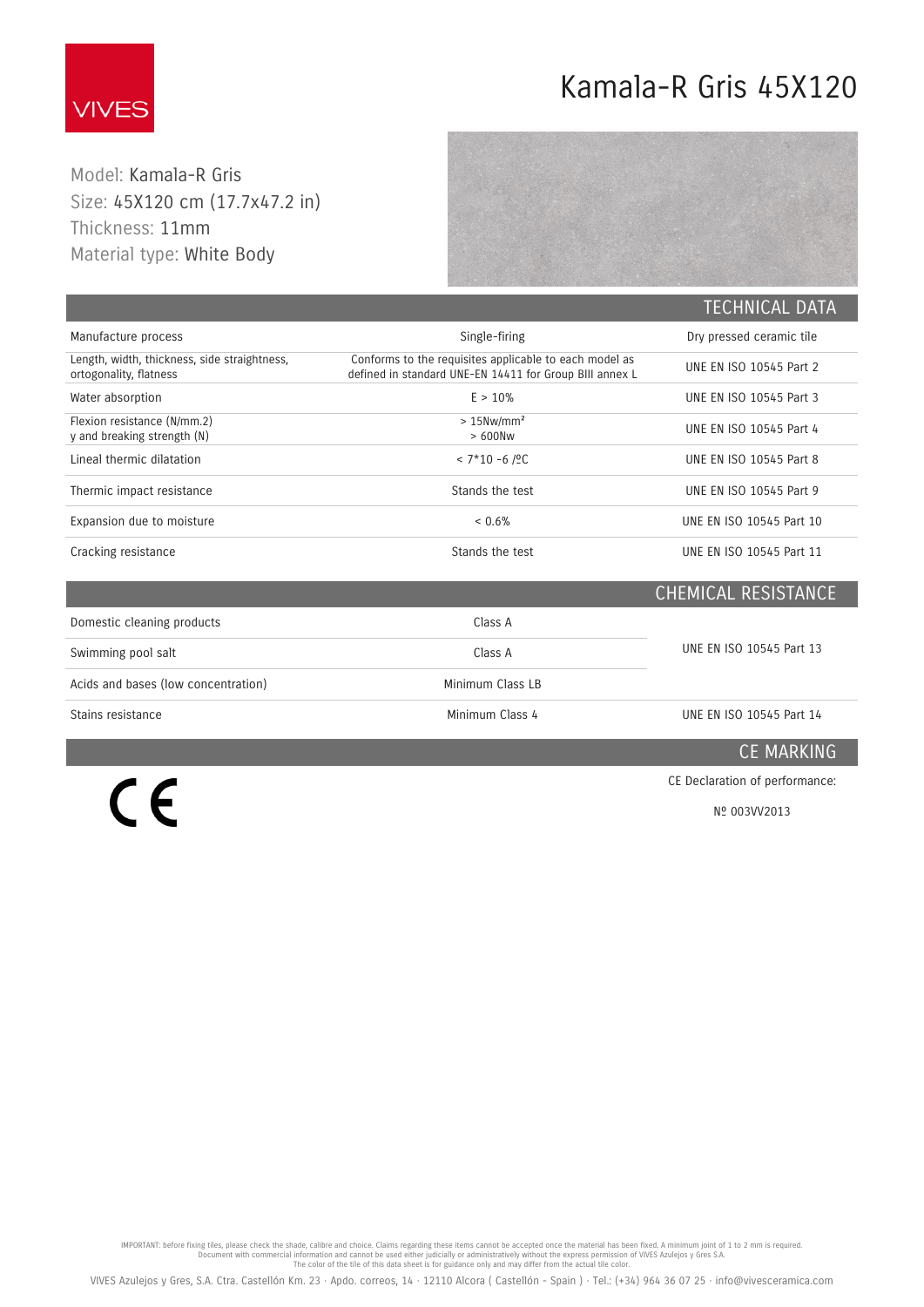VIVES

# Kamala-R Gris 45X120

Model: Kamala-R Gris
Size: 45X120 cm (17.7x47.2 in)
Thickness: 11mm
Material type: White Body

## TECHNICAL DATA

| | | |
|---|---|---|
| Manufacture process | Single-firing | Dry pressed ceramic tile |
| Length, width, thickness, side straightness, ortogonality, flatness | Conforms to the requisites applicable to each model as defined in standard UNE-EN 14411 for Group BIII annex L | UNE EN ISO 10545 Part 2 |
| Water absorption | E > 10% | UNE EN ISO 10545 Part 3 |
| Flexion resistance (N/mm.2) y and breaking strength (N) | > 15Nw/mm² > 600Nw | UNE EN ISO 10545 Part 4 |
| Lineal thermic dilatation | < 7*10 -6 /ºC | UNE EN ISO 10545 Part 8 |
| Thermic impact resistance | Stands the test | UNE EN ISO 10545 Part 9 |
| Expansion due to moisture | < 0.6% | UNE EN ISO 10545 Part 10 |
| Cracking resistance | Stands the test | UNE EN ISO 10545 Part 11 |

## CHEMICAL RESISTANCE

| | | |
|---|---|---|
| Domestic cleaning products | Class A | UNE EN ISO 10545 Part 13 |
| Swimming pool salt | Class A | |
| Acids and bases (low concentration) | Minimum Class LB | |
| Stains resistance | Minimum Class 4 | UNE EN ISO 10545 Part 14 |

## CE MARKING

CE

CE Declaration of performance:

Nº 003VV2013

IMPORTANT: before fixing tiles, please check the shade, calibre and choice. Claims regarding these items cannot be accepted once the material has been fixed. A minimum joint of 1 to 2 mm is required.
Document with commercial information and cannot be used either judicially or administratively without the express permission of VIVES Azulejos y Gres S.A.
The color of the tile of this data sheet is for guidance only and may differ from the actual tile color.

VIVES Azulejos y Gres, S.A. Ctra. Castellón Km. 23 · Apdo. correos, 14 · 12110 Alcora ( Castellón - Spain ) · Tel.: (+34) 964 36 07 25 · info@vivesceramica.com